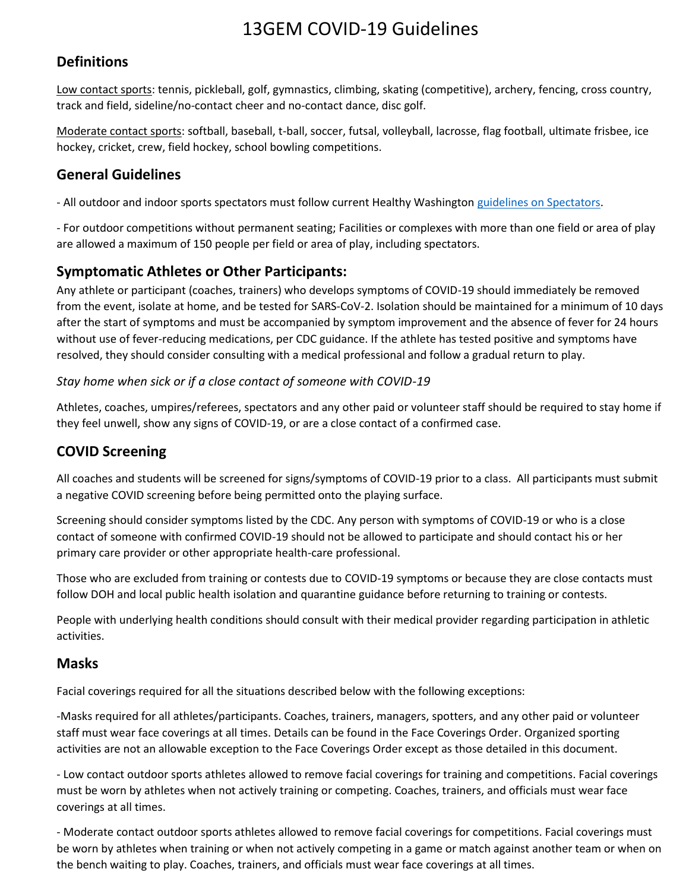# 13GEM COVID-19 Guidelines

## Definitions

<u>Low contact sports</u>: tennis, pickleball, golf, gymnastics, climbing, skating (competitive), archery, fencing, cross country, track and field, sideline/no-contact cheer and no-contact dance, disc golf.

<u>Moderate contact sports</u>: softball, baseball, t-ball, soccer, futsal, volleyball, lacrosse, flag football, ultimate frisbee, ice hockey, cricket, crew, field hockey, school bowling competitions.

## General Guidelines

- All outdoor and indoor sports spectators must follow current Healthy Washington guidelines on Spectators.

- For outdoor competitions without permanent seating; Facilities or complexes with more than one field or area of play are allowed a maximum of 150 people per field or area of play, including spectators.

## Symptomatic Athletes or Other Participants:

Any athlete or participant (coaches, trainers) who develops symptoms of COVID-19 should immediately be removed from the event, isolate at home, and be tested for SARS-CoV-2. Isolation should be maintained for a minimum of 10 days after the start of symptoms and must be accompanied by symptom improvement and the absence of fever for 24 hours without use of fever-reducing medications, per CDC guidance. If the athlete has tested positive and symptoms have resolved, they should consider consulting with a medical professional and follow a gradual return to play.

*Stay home when sick or if a close contact of someone with COVID-19*

Athletes, coaches, umpires/referees, spectators and any other paid or volunteer staff should be required to stay home if they feel unwell, show any signs of COVID-19, or are a close contact of a confirmed case.

## COVID Screening

All coaches and students will be screened for signs/symptoms of COVID-19 prior to a class. All participants must submit a negative COVID screening before being permitted onto the playing surface.

Screening should consider symptoms listed by the CDC. Any person with symptoms of COVID-19 or who is a close contact of someone with confirmed COVID-19 should not be allowed to participate and should contact his or her primary care provider or other appropriate health-care professional.

Those who are excluded from training or contests due to COVID-19 symptoms or because they are close contacts must follow DOH and local public health isolation and quarantine guidance before returning to training or contests.

People with underlying health conditions should consult with their medical provider regarding participation in athletic activities.

## Masks

Facial coverings required for all the situations described below with the following exceptions:

-Masks required for all athletes/participants. Coaches, trainers, managers, spotters, and any other paid or volunteer staff must wear face coverings at all times. Details can be found in the Face Coverings Order. Organized sporting activities are not an allowable exception to the Face Coverings Order except as those detailed in this document.

- Low contact outdoor sports athletes allowed to remove facial coverings for training and competitions. Facial coverings must be worn by athletes when not actively training or competing. Coaches, trainers, and officials must wear face coverings at all times.

- Moderate contact outdoor sports athletes allowed to remove facial coverings for competitions. Facial coverings must be worn by athletes when training or when not actively competing in a game or match against another team or when on the bench waiting to play. Coaches, trainers, and officials must wear face coverings at all times.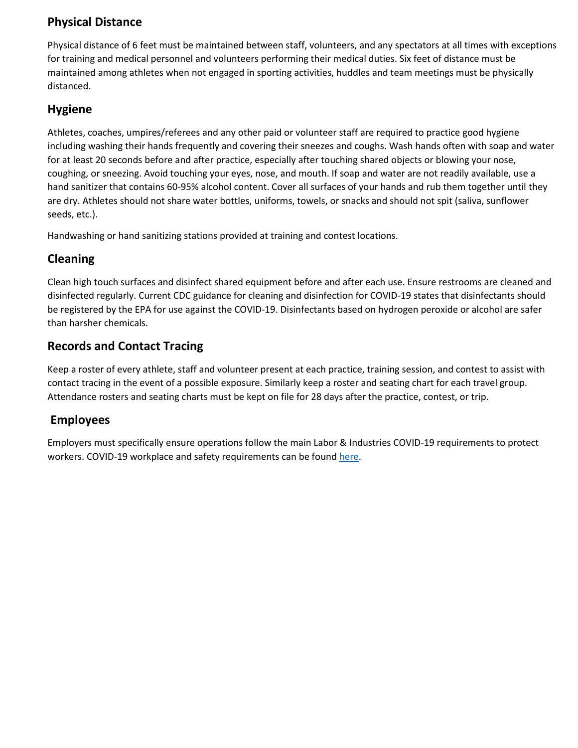## Physical Distance

Physical distance of 6 feet must be maintained between staff, volunteers, and any spectators at all times with exceptions for training and medical personnel and volunteers performing their medical duties. Six feet of distance must be maintained among athletes when not engaged in sporting activities, huddles and team meetings must be physically distanced.

## Hygiene

Athletes, coaches, umpires/referees and any other paid or volunteer staff are required to practice good hygiene including washing their hands frequently and covering their sneezes and coughs. Wash hands often with soap and water for at least 20 seconds before and after practice, especially after touching shared objects or blowing your nose, coughing, or sneezing. Avoid touching your eyes, nose, and mouth. If soap and water are not readily available, use a hand sanitizer that contains 60-95% alcohol content. Cover all surfaces of your hands and rub them together until they are dry. Athletes should not share water bottles, uniforms, towels, or snacks and should not spit (saliva, sunflower seeds, etc.).

Handwashing or hand sanitizing stations provided at training and contest locations.

## Cleaning

Clean high touch surfaces and disinfect shared equipment before and after each use. Ensure restrooms are cleaned and disinfected regularly. Current CDC guidance for cleaning and disinfection for COVID-19 states that disinfectants should be registered by the EPA for use against the COVID-19. Disinfectants based on hydrogen peroxide or alcohol are safer than harsher chemicals.

## Records and Contact Tracing

Keep a roster of every athlete, staff and volunteer present at each practice, training session, and contest to assist with contact tracing in the event of a possible exposure. Similarly keep a roster and seating chart for each travel group. Attendance rosters and seating charts must be kept on file for 28 days after the practice, contest, or trip.

## Employees

Employers must specifically ensure operations follow the main Labor & Industries COVID-19 requirements to protect workers. COVID-19 workplace and safety requirements can be found here.